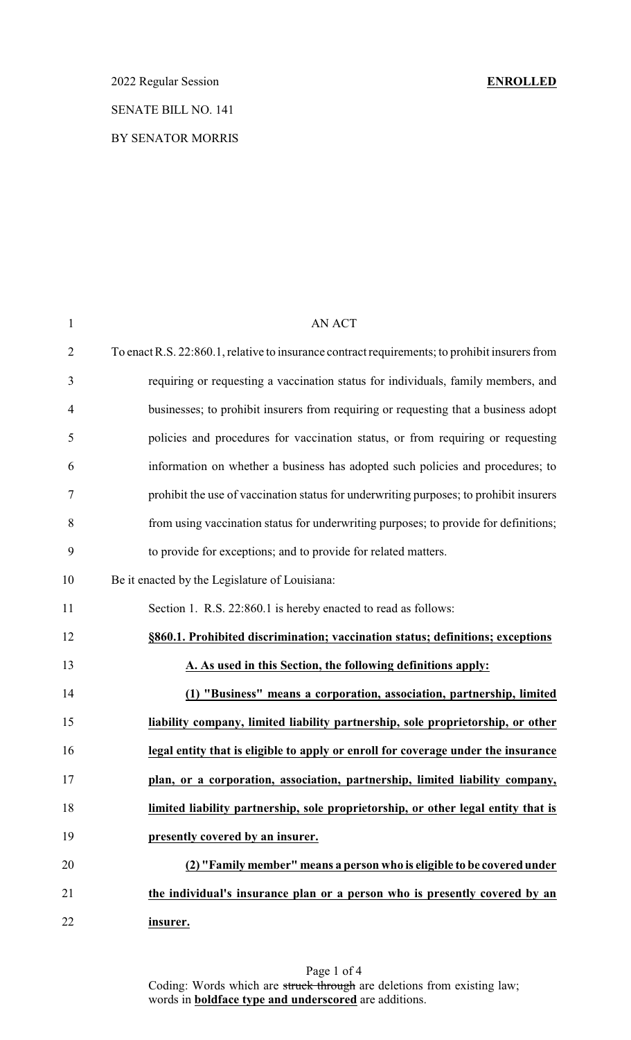2022 Regular Session **ENROLLED**

SENATE BILL NO. 141

BY SENATOR MORRIS

AN ACT

To enact R.S. 22:860.1, relative to insurance contract requirements; to prohibit insurers from requiring or requesting a vaccination status for individuals, family members, and businesses; to prohibit insurers from requiring or requesting that a business adopt policies and procedures for vaccination status, or from requiring or requesting information on whether a business has adopted such policies and procedures; to prohibit the use of vaccination status for underwriting purposes; to prohibit insurers from using vaccination status for underwriting purposes; to provide for definitions; to provide for exceptions; and to provide for related matters.

Be it enacted by the Legislature of Louisiana:

Section 1. R.S. 22:860.1 is hereby enacted to read as follows:

**§860.1. Prohibited discrimination; vaccination status; definitions; exceptions**

**A. As used in this Section, the following definitions apply:**

**(1) "Business" means a corporation, association, partnership, limited liability company, limited liability partnership, sole proprietorship, or other legal entity that is eligible to apply or enroll for coverage under the insurance plan, or a corporation, association, partnership, limited liability company, limited liability partnership, sole proprietorship, or other legal entity that is presently covered by an insurer.**

**(2) "Family member" means a person who is eligible to be covered under the individual's insurance plan or a person who is presently covered by an insurer.**

Coding: Words which are ~~struck through~~ are deletions from existing law; words in **boldface type and underscored** are additions.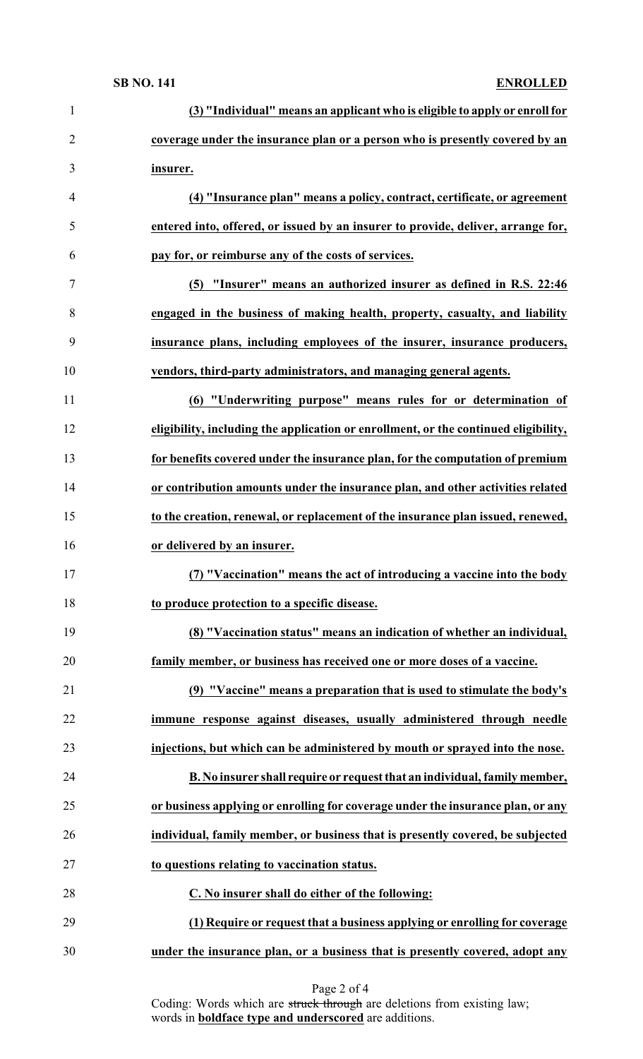**(3) "Individual" means an applicant who is eligible to apply or enroll for coverage under the insurance plan or a person who is presently covered by an insurer.**

**(4) "Insurance plan" means a policy, contract, certificate, or agreement entered into, offered, or issued by an insurer to provide, deliver, arrange for, pay for, or reimburse any of the costs of services.**

**(5) "Insurer" means an authorized insurer as defined in R.S. 22:46 engaged in the business of making health, property, casualty, and liability insurance plans, including employees of the insurer, insurance producers, vendors, third-party administrators, and managing general agents.**

**(6) "Underwriting purpose" means rules for or determination of eligibility, including the application or enrollment, or the continued eligibility, for benefits covered under the insurance plan, for the computation of premium or contribution amounts under the insurance plan, and other activities related to the creation, renewal, or replacement of the insurance plan issued, renewed, or delivered by an insurer.**

**(7) "Vaccination" means the act of introducing a vaccine into the body to produce protection to a specific disease.**

**(8) "Vaccination status" means an indication of whether an individual, family member, or business has received one or more doses of a vaccine.**

**(9) "Vaccine" means a preparation that is used to stimulate the body's immune response against diseases, usually administered through needle injections, but which can be administered by mouth or sprayed into the nose.**

**B. No insurer shall require or request that an individual, family member, or business applying or enrolling for coverage under the insurance plan, or any individual, family member, or business that is presently covered, be subjected to questions relating to vaccination status.**

**C. No insurer shall do either of the following:**

**(1) Require or request that a business applying or enrolling for coverage under the insurance plan, or a business that is presently covered, adopt any**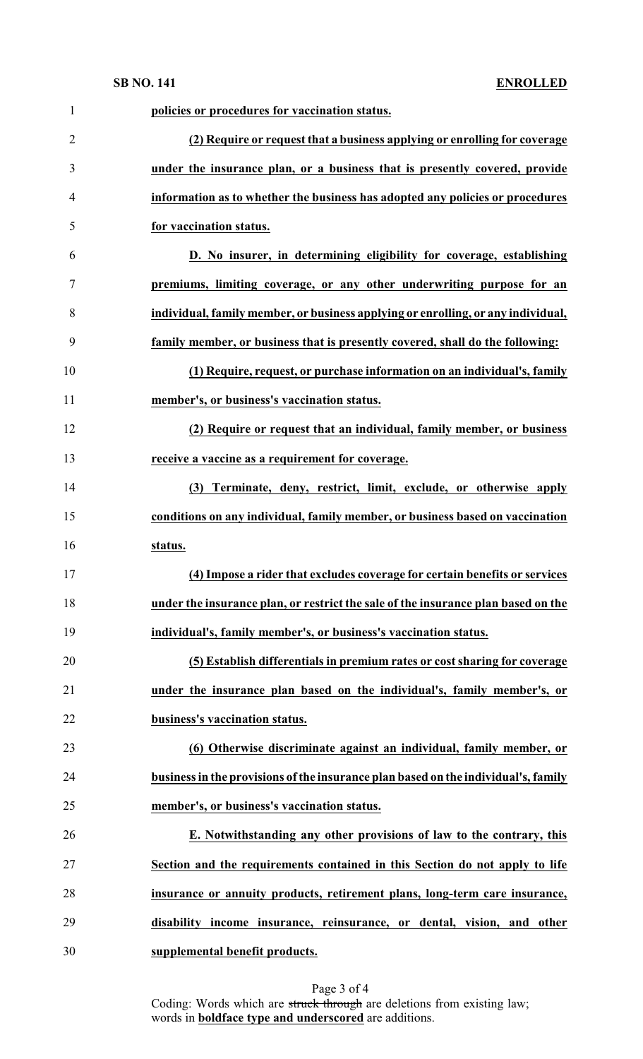**policies or procedures for vaccination status.**

**(2) Require or request that a business applying or enrolling for coverage under the insurance plan, or a business that is presently covered, provide information as to whether the business has adopted any policies or procedures for vaccination status.**

**D. No insurer, in determining eligibility for coverage, establishing premiums, limiting coverage, or any other underwriting purpose for an individual, family member, or business applying or enrolling, or any individual, family member, or business that is presently covered, shall do the following:**

**(1) Require, request, or purchase information on an individual's, family member's, or business's vaccination status.**

**(2) Require or request that an individual, family member, or business receive a vaccine as a requirement for coverage.**

**(3) Terminate, deny, restrict, limit, exclude, or otherwise apply conditions on any individual, family member, or business based on vaccination status.**

**(4) Impose a rider that excludes coverage for certain benefits or services under the insurance plan, or restrict the sale of the insurance plan based on the individual's, family member's, or business's vaccination status.**

**(5) Establish differentials in premium rates or cost sharing for coverage under the insurance plan based on the individual's, family member's, or business's vaccination status.**

**(6) Otherwise discriminate against an individual, family member, or business in the provisions of the insurance plan based on the individual's, family member's, or business's vaccination status.**

**E. Notwithstanding any other provisions of law to the contrary, this Section and the requirements contained in this Section do not apply to life insurance or annuity products, retirement plans, long-term care insurance, disability income insurance, reinsurance, or dental, vision, and other supplemental benefit products.**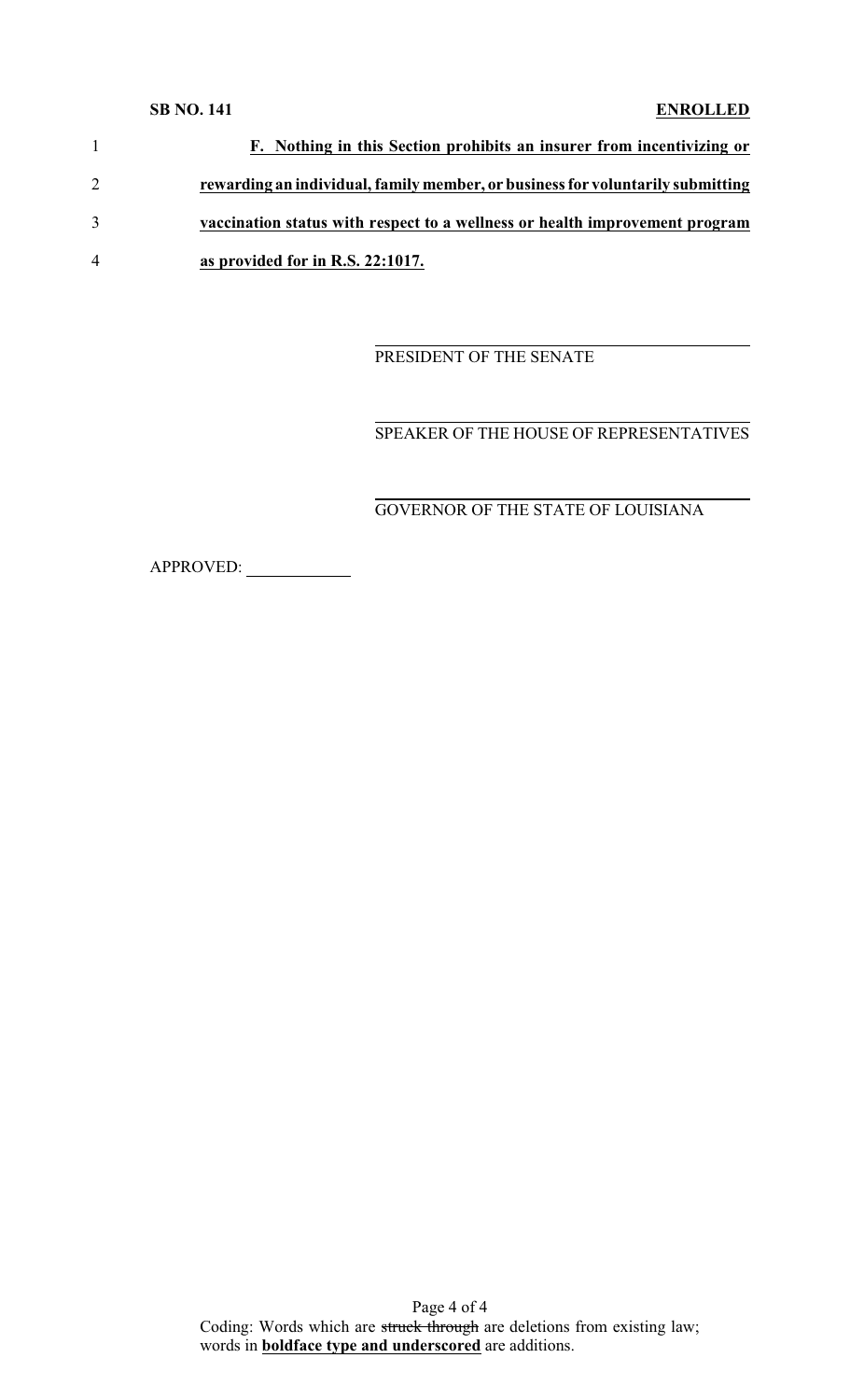**F. Nothing in this Section prohibits an insurer from incentivizing or rewarding an individual, family member, or business for voluntarily submitting vaccination status with respect to a wellness or health improvement program as provided for in R.S. 22:1017.**

PRESIDENT OF THE SENATE

SPEAKER OF THE HOUSE OF REPRESENTATIVES

GOVERNOR OF THE STATE OF LOUISIANA

APPROVED: 

Coding: Words which are ~~struck through~~ are deletions from existing law; words in **boldface type and underscored** are additions.